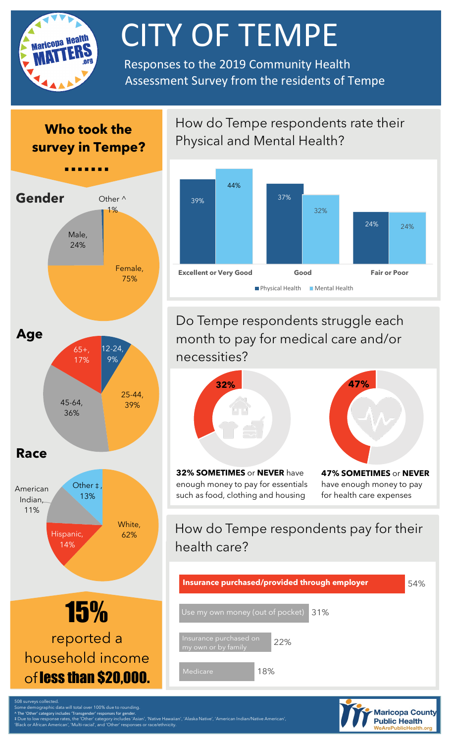# CITY OF TEMPE

Responses to the 2019 Community Health Assessment Survey from the residents of Tempe

## Who took the survey in Tempe?

### Gender

- Female, 75%
- Male, 24%
- Other ^ 1%

### Age

- 12-24, 9%
- 25-44, 39%
- 45-64, 36%
- 65+, 17%

### Race

- White, 62%
- Hispanic, 14%
- American Indian, 11%
- Other ‡, 13%

**15%** reported a household income of **less than $20,000.**

## How do Tempe respondents rate their Physical and Mental Health?

| | Physical Health | Mental Health |
|---|---|---|
| Excellent or Very Good | 39% | 44% |
| Good | 37% | 32% |
| Fair or Poor | 24% | 24% |

## Do Tempe respondents struggle each month to pay for medical care and/or necessities?

**32% SOMETIMES** or **NEVER** have enough money to pay for essentials such as food, clothing and housing

**47% SOMETIMES** or **NEVER** have enough money to pay for health care expenses

## How do Tempe respondents pay for their health care?

| Payment method | % |
|---|---|
| **Insurance purchased/provided through employer** | 54% |
| Use my own money (out of pocket) | 31% |
| Insurance purchased on my own or by family | 22% |
| Medicare | 18% |

508 surveys collected.
Some demographic data will total over 100% due to rounding.
^ The 'Other' category includes 'Transgender' responses for gender.
‡ Due to low response rates, the 'Other' category includes 'Asian', 'Native Hawaiian', 'Alaska Native', 'American Indian/Native American', 'Black or African American', 'Multi-racial', and 'Other' responses or race/ethnicity.

Maricopa County Public Health
WeArePublicHealth.org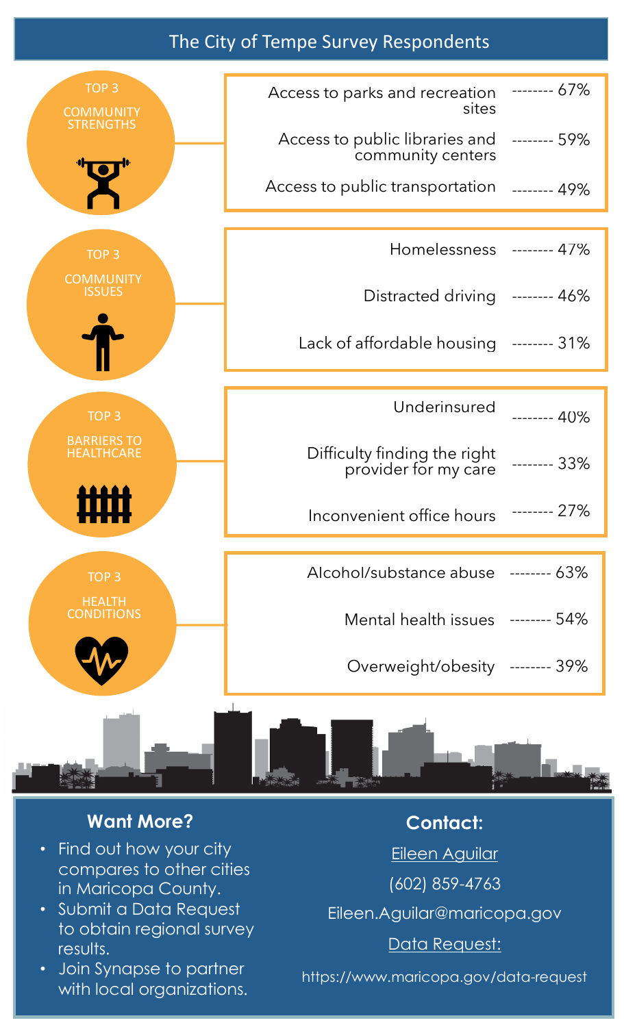# The City of Tempe Survey Respondents

## TOP 3 COMMUNITY STRENGTHS

- Access to parks and recreation sites -------- 67%
- Access to public libraries and community centers -------- 59%
- Access to public transportation -------- 49%

## TOP 3 COMMUNITY ISSUES

- Homelessness -------- 47%
- Distracted driving -------- 46%
- Lack of affordable housing -------- 31%

## TOP 3 BARRIERS TO HEALTHCARE

- Underinsured -------- 40%
- Difficulty finding the right provider for my care -------- 33%
- Inconvenient office hours -------- 27%

## TOP 3 HEALTH CONDITIONS

- Alcohol/substance abuse -------- 63%
- Mental health issues -------- 54%
- Overweight/obesity -------- 39%

### Want More?

- Find out how your city compares to other cities in Maricopa County.
- Submit a Data Request to obtain regional survey results.
- Join Synapse to partner with local organizations.

### Contact:

Eileen Aguilar

(602) 859-4763

Eileen.Aguilar@maricopa.gov

Data Request:

https://www.maricopa.gov/data-request